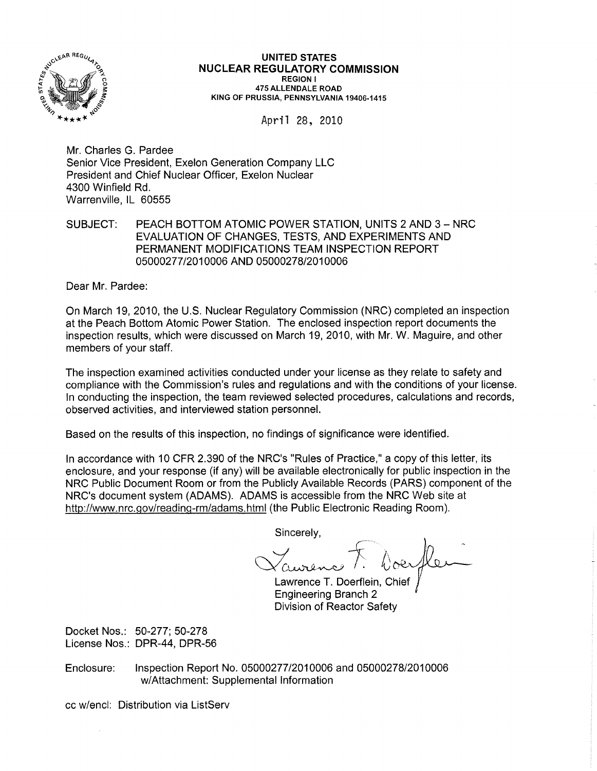**UNITED STATES**
**NUCLEAR REGULATORY COMMISSION**
REGION I
475 ALLENDALE ROAD
KING OF PRUSSIA, PENNSYLVANIA 19406-1415

April 28, 2010

Mr. Charles G. Pardee
Senior Vice President, Exelon Generation Company LLC
President and Chief Nuclear Officer, Exelon Nuclear
4300 Winfield Rd.
Warrenville, IL 60555

SUBJECT: PEACH BOTTOM ATOMIC POWER STATION, UNITS 2 AND 3 – NRC EVALUATION OF CHANGES, TESTS, AND EXPERIMENTS AND PERMANENT MODIFICATIONS TEAM INSPECTION REPORT 05000277/2010006 AND 05000278/2010006

Dear Mr. Pardee:

On March 19, 2010, the U.S. Nuclear Regulatory Commission (NRC) completed an inspection at the Peach Bottom Atomic Power Station. The enclosed inspection report documents the inspection results, which were discussed on March 19, 2010, with Mr. W. Maguire, and other members of your staff.

The inspection examined activities conducted under your license as they relate to safety and compliance with the Commission's rules and regulations and with the conditions of your license. In conducting the inspection, the team reviewed selected procedures, calculations and records, observed activities, and interviewed station personnel.

Based on the results of this inspection, no findings of significance were identified.

In accordance with 10 CFR 2.390 of the NRC's "Rules of Practice," a copy of this letter, its enclosure, and your response (if any) will be available electronically for public inspection in the NRC Public Document Room or from the Publicly Available Records (PARS) component of the NRC's document system (ADAMS). ADAMS is accessible from the NRC Web site at http://www.nrc.gov/reading-rm/adams.html (the Public Electronic Reading Room).

Sincerely,

Lawrence T. Doerflein, Chief
Engineering Branch 2
Division of Reactor Safety

Docket Nos.: 50-277; 50-278
License Nos.: DPR-44, DPR-56

Enclosure: Inspection Report No. 05000277/2010006 and 05000278/2010006 w/Attachment: Supplemental Information

cc w/encl: Distribution via ListServ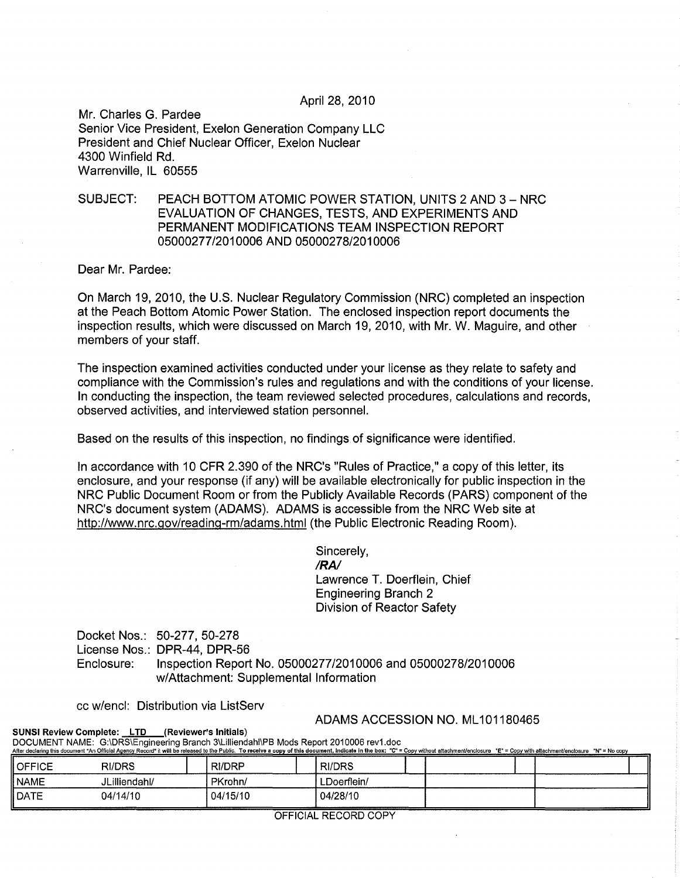April 28, 2010

Mr. Charles G. Pardee
Senior Vice President, Exelon Generation Company LLC
President and Chief Nuclear Officer, Exelon Nuclear
4300 Winfield Rd.
Warrenville, IL 60555

SUBJECT: PEACH BOTTOM ATOMIC POWER STATION, UNITS 2 AND 3 – NRC EVALUATION OF CHANGES, TESTS, AND EXPERIMENTS AND PERMANENT MODIFICATIONS TEAM INSPECTION REPORT 05000277/2010006 AND 05000278/2010006

Dear Mr. Pardee:

On March 19, 2010, the U.S. Nuclear Regulatory Commission (NRC) completed an inspection at the Peach Bottom Atomic Power Station. The enclosed inspection report documents the inspection results, which were discussed on March 19, 2010, with Mr. W. Maguire, and other members of your staff.

The inspection examined activities conducted under your license as they relate to safety and compliance with the Commission's rules and regulations and with the conditions of your license. In conducting the inspection, the team reviewed selected procedures, calculations and records, observed activities, and interviewed station personnel.

Based on the results of this inspection, no findings of significance were identified.

In accordance with 10 CFR 2.390 of the NRC's "Rules of Practice," a copy of this letter, its enclosure, and your response (if any) will be available electronically for public inspection in the NRC Public Document Room or from the Publicly Available Records (PARS) component of the NRC's document system (ADAMS). ADAMS is accessible from the NRC Web site at http://www.nrc.gov/reading-rm/adams.html (the Public Electronic Reading Room).

Sincerely,
**/RA/**
Lawrence T. Doerflein, Chief
Engineering Branch 2
Division of Reactor Safety

Docket Nos.: 50-277, 50-278
License Nos.: DPR-44, DPR-56
Enclosure: Inspection Report No. 05000277/2010006 and 05000278/2010006 w/Attachment: Supplemental Information

cc w/encl: Distribution via ListServ

ADAMS ACCESSION NO. ML101180465

**SUNSI Review Complete: LTD (Reviewer's Initials)**
DOCUMENT NAME: G:\DRS\Engineering Branch 3\Lilliendahl\PB Mods Report 2010006 rev1.doc
After declaring this document "An Official Agency Record" it will be released to the Public. To receive a copy of this document, indicate in the box: "C" = Copy without attachment/enclosure "E" = Copy with attachment/enclosure "N" = No copy

| OFFICE | RI/DRS | | RI/DRP | | RI/DRS | | | | | |
|---|---|---|---|---|---|---|---|---|---|---|
| NAME | JLilliendahl/ | | PKrohn/ | | LDoerflein/ | | | | | |
| DATE | 04/14/10 | | 04/15/10 | | 04/28/10 | | | | | |

OFFICIAL RECORD COPY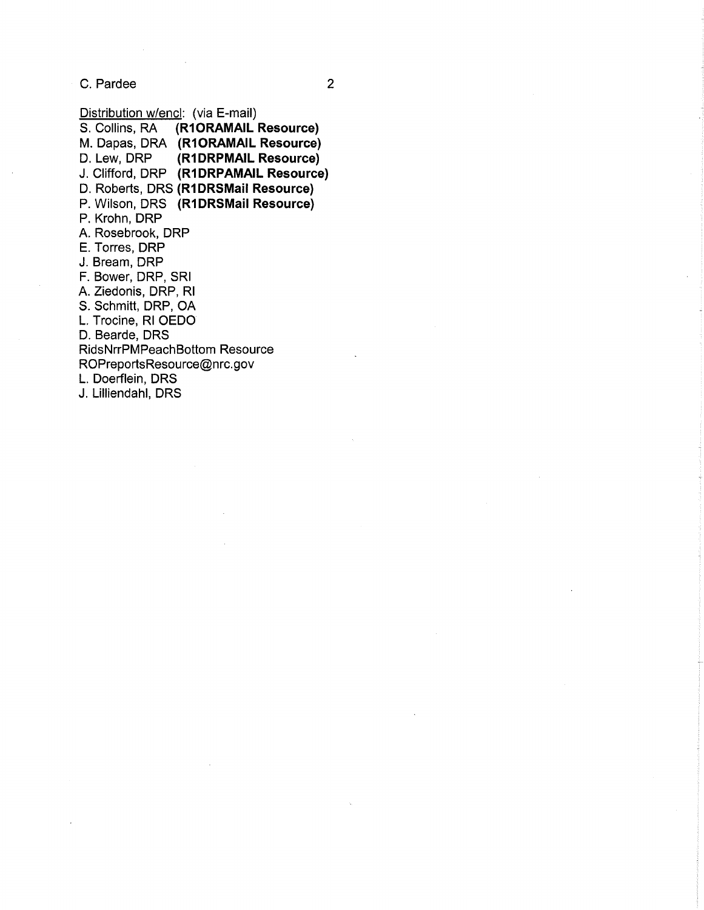Distribution w/encl: (via E-mail)

S. Collins, RA **(R1ORAMAIL Resource)**  
M. Dapas, DRA **(R1ORAMAIL Resource)**  
D. Lew, DRP **(R1DRPMAIL Resource)**  
J. Clifford, DRP **(R1DRPAMAIL Resource)**  
D. Roberts, DRS **(R1DRSMail Resource)**  
P. Wilson, DRS **(R1DRSMail Resource)**  
P. Krohn, DRP  
A. Rosebrook, DRP  
E. Torres, DRP  
J. Bream, DRP  
F. Bower, DRP, SRI  
A. Ziedonis, DRP, RI  
S. Schmitt, DRP, OA  
L. Trocine, RI OEDO  
D. Bearde, DRS  
RidsNrrPMPeachBottom Resource  
ROPreportsResource@nrc.gov  
L. Doerflein, DRS  
J. Lilliendahl, DRS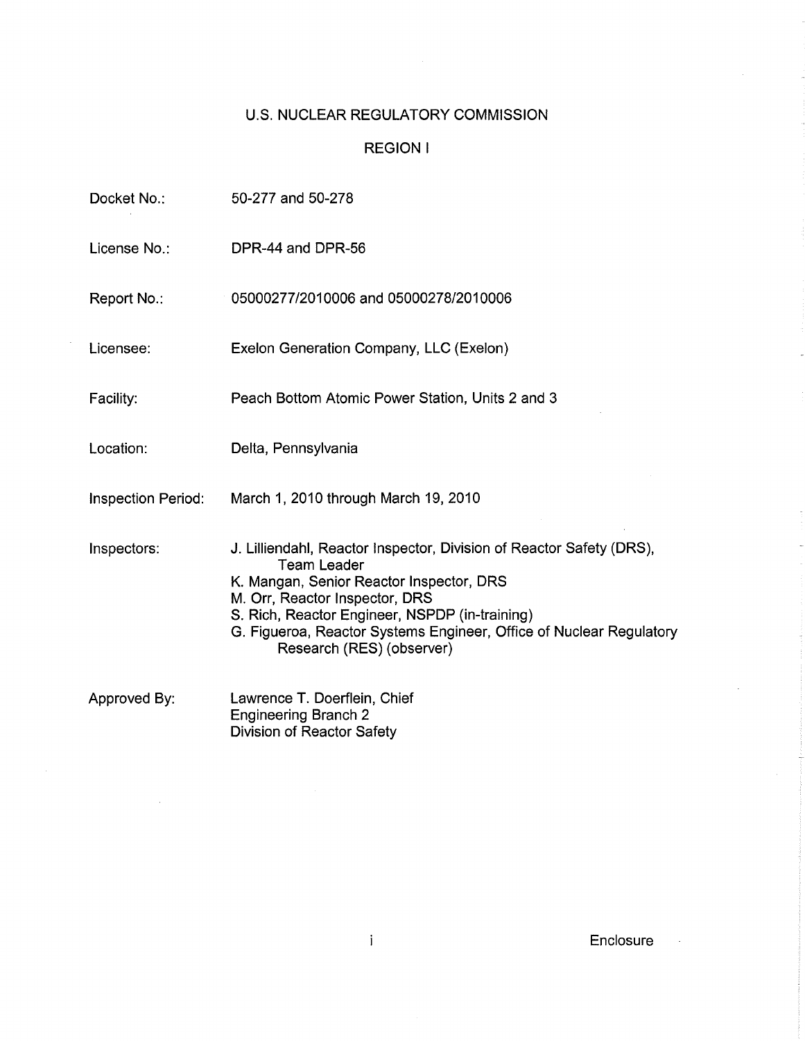# U.S. NUCLEAR REGULATORY COMMISSION

## REGION I

| | |
|---|---|
| Docket No.: | 50-277 and 50-278 |
| License No.: | DPR-44 and DPR-56 |
| Report No.: | 05000277/2010006 and 05000278/2010006 |
| Licensee: | Exelon Generation Company, LLC (Exelon) |
| Facility: | Peach Bottom Atomic Power Station, Units 2 and 3 |
| Location: | Delta, Pennsylvania |
| Inspection Period: | March 1, 2010 through March 19, 2010 |
| Inspectors: | J. Lilliendahl, Reactor Inspector, Division of Reactor Safety (DRS), Team Leader<br>K. Mangan, Senior Reactor Inspector, DRS<br>M. Orr, Reactor Inspector, DRS<br>S. Rich, Reactor Engineer, NSPDP (in-training)<br>G. Figueroa, Reactor Systems Engineer, Office of Nuclear Regulatory Research (RES) (observer) |
| Approved By: | Lawrence T. Doerflein, Chief<br>Engineering Branch 2<br>Division of Reactor Safety |

Enclosure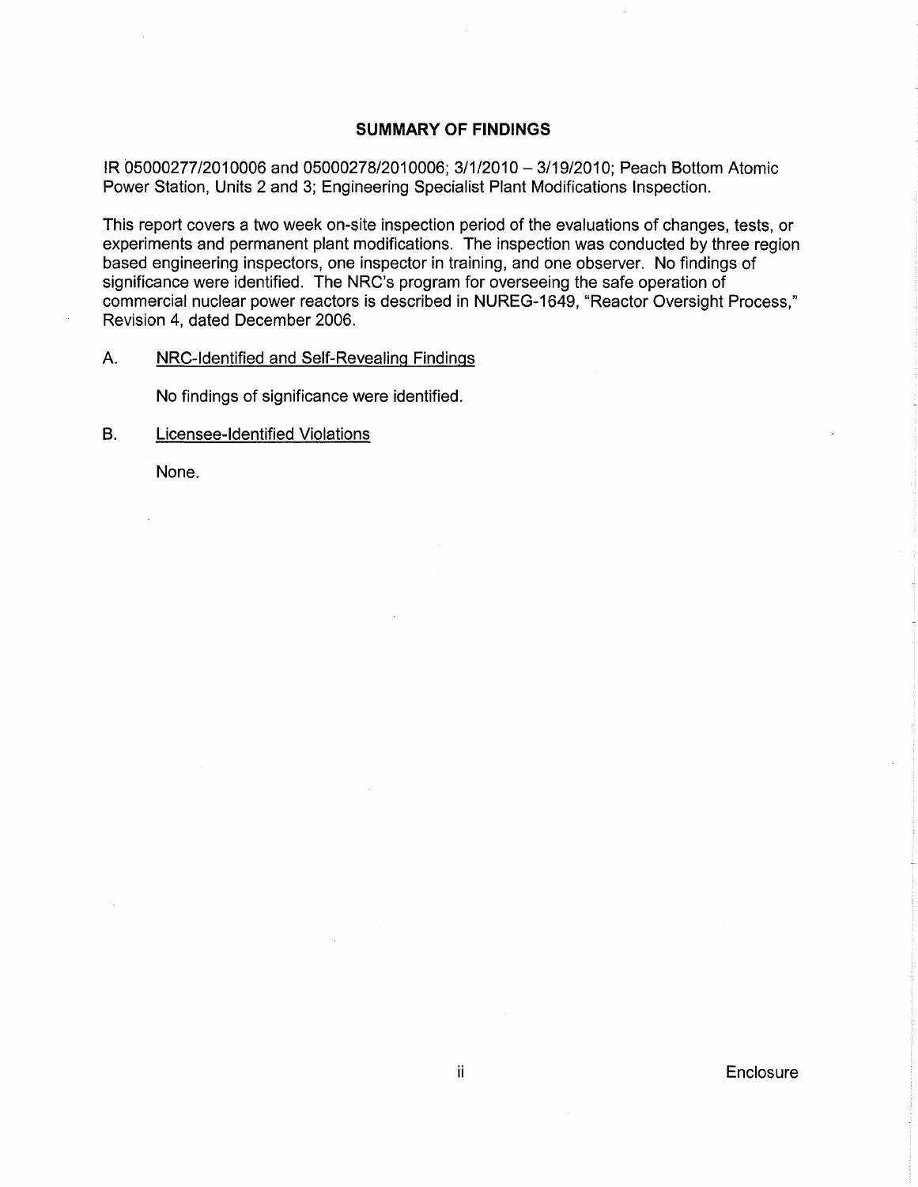## SUMMARY OF FINDINGS

IR 05000277/2010006 and 05000278/2010006; 3/1/2010 – 3/19/2010; Peach Bottom Atomic Power Station, Units 2 and 3; Engineering Specialist Plant Modifications Inspection.

This report covers a two week on-site inspection period of the evaluations of changes, tests, or experiments and permanent plant modifications. The inspection was conducted by three region based engineering inspectors, one inspector in training, and one observer. No findings of significance were identified. The NRC's program for overseeing the safe operation of commercial nuclear power reactors is described in NUREG-1649, "Reactor Oversight Process," Revision 4, dated December 2006.

A. NRC-Identified and Self-Revealing Findings

No findings of significance were identified.

B. Licensee-Identified Violations

None.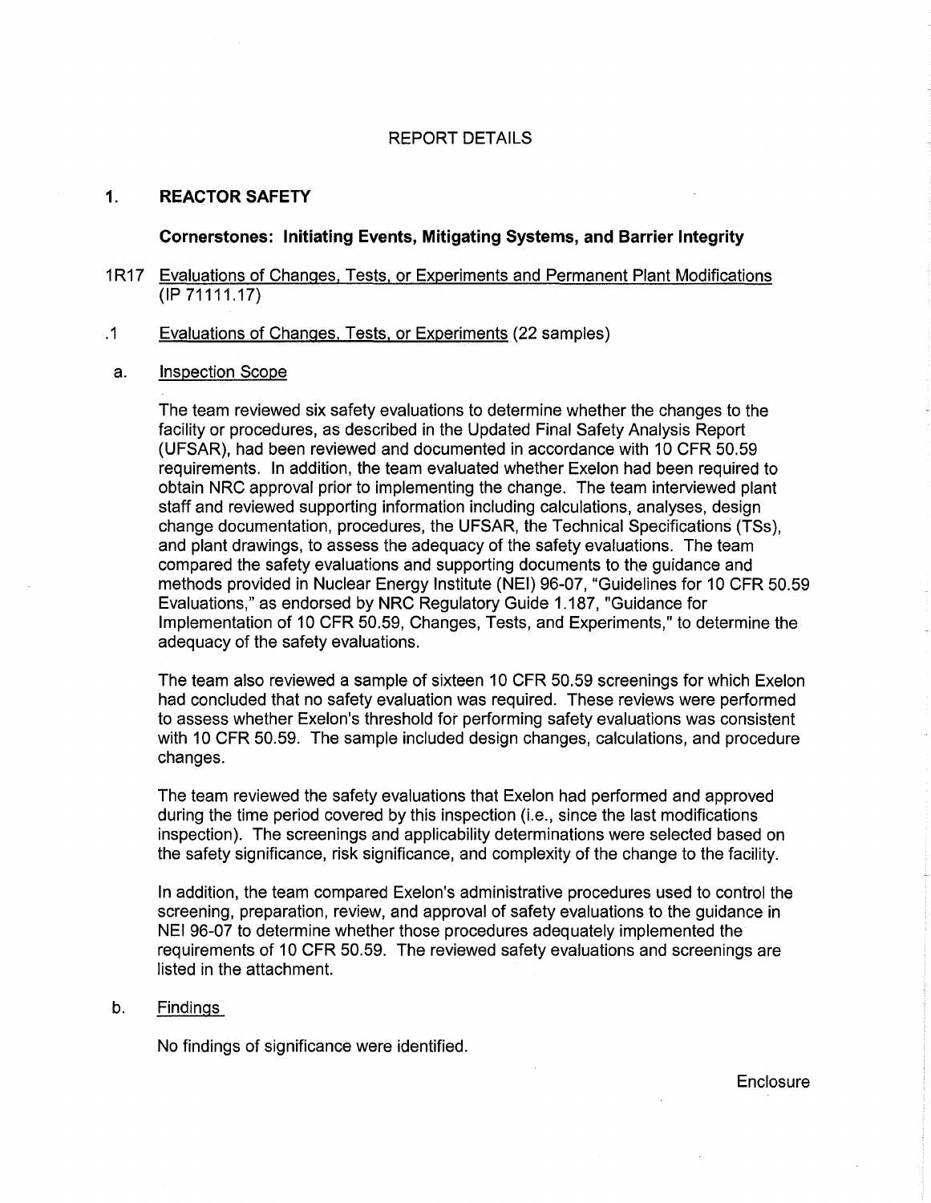# REPORT DETAILS

## 1. REACTOR SAFETY

### Cornerstones: Initiating Events, Mitigating Systems, and Barrier Integrity

1R17 Evaluations of Changes, Tests, or Experiments and Permanent Plant Modifications (IP 71111.17)

.1 Evaluations of Changes, Tests, or Experiments (22 samples)

a. Inspection Scope

The team reviewed six safety evaluations to determine whether the changes to the facility or procedures, as described in the Updated Final Safety Analysis Report (UFSAR), had been reviewed and documented in accordance with 10 CFR 50.59 requirements. In addition, the team evaluated whether Exelon had been required to obtain NRC approval prior to implementing the change. The team interviewed plant staff and reviewed supporting information including calculations, analyses, design change documentation, procedures, the UFSAR, the Technical Specifications (TSs), and plant drawings, to assess the adequacy of the safety evaluations. The team compared the safety evaluations and supporting documents to the guidance and methods provided in Nuclear Energy Institute (NEI) 96-07, "Guidelines for 10 CFR 50.59 Evaluations," as endorsed by NRC Regulatory Guide 1.187, "Guidance for Implementation of 10 CFR 50.59, Changes, Tests, and Experiments," to determine the adequacy of the safety evaluations.

The team also reviewed a sample of sixteen 10 CFR 50.59 screenings for which Exelon had concluded that no safety evaluation was required. These reviews were performed to assess whether Exelon's threshold for performing safety evaluations was consistent with 10 CFR 50.59. The sample included design changes, calculations, and procedure changes.

The team reviewed the safety evaluations that Exelon had performed and approved during the time period covered by this inspection (i.e., since the last modifications inspection). The screenings and applicability determinations were selected based on the safety significance, risk significance, and complexity of the change to the facility.

In addition, the team compared Exelon's administrative procedures used to control the screening, preparation, review, and approval of safety evaluations to the guidance in NEI 96-07 to determine whether those procedures adequately implemented the requirements of 10 CFR 50.59. The reviewed safety evaluations and screenings are listed in the attachment.

b. Findings

No findings of significance were identified.

Enclosure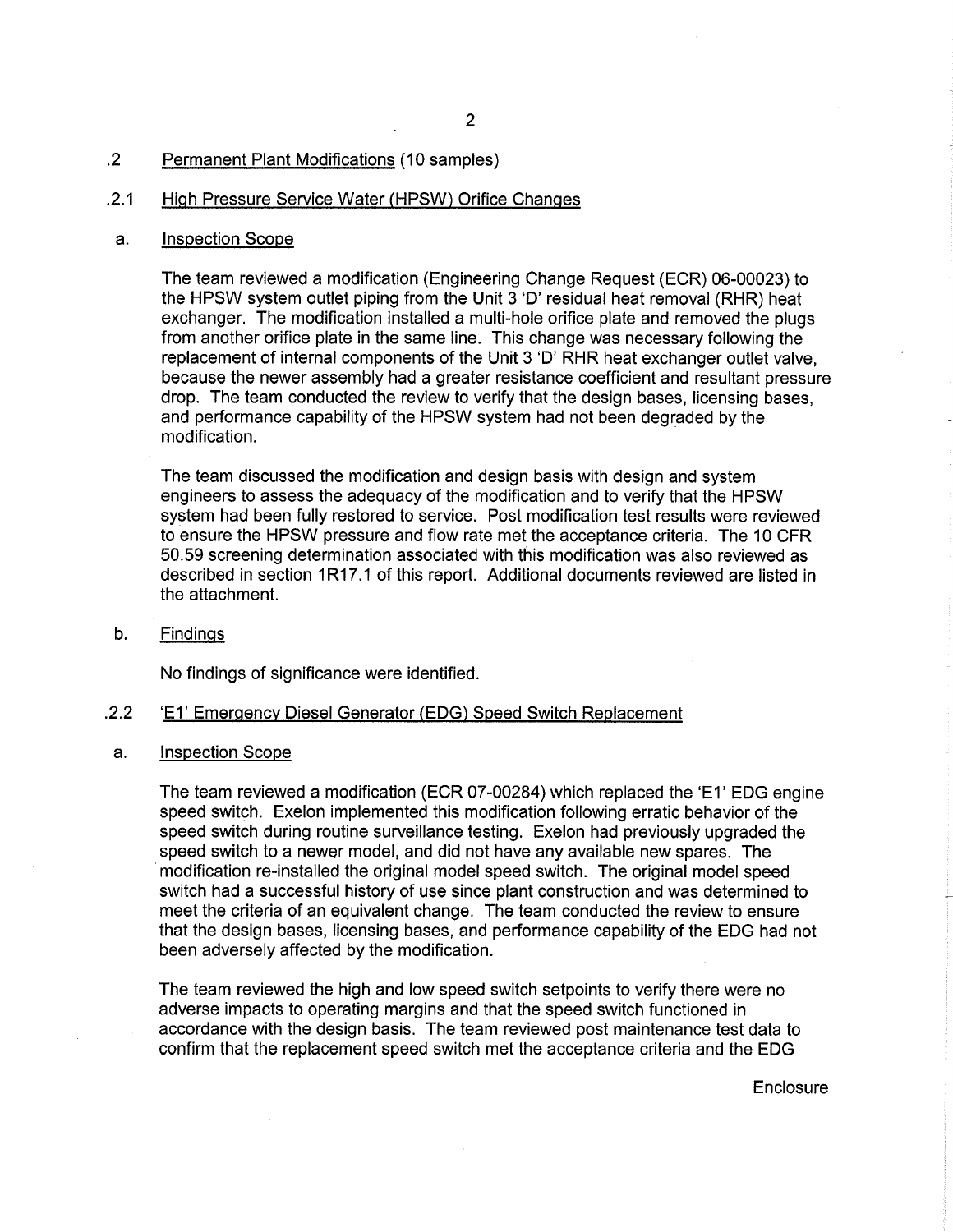## .2 Permanent Plant Modifications (10 samples)

### .2.1 High Pressure Service Water (HPSW) Orifice Changes

#### a. Inspection Scope

The team reviewed a modification (Engineering Change Request (ECR) 06-00023) to the HPSW system outlet piping from the Unit 3 'D' residual heat removal (RHR) heat exchanger. The modification installed a multi-hole orifice plate and removed the plugs from another orifice plate in the same line. This change was necessary following the replacement of internal components of the Unit 3 'D' RHR heat exchanger outlet valve, because the newer assembly had a greater resistance coefficient and resultant pressure drop. The team conducted the review to verify that the design bases, licensing bases, and performance capability of the HPSW system had not been degraded by the modification.

The team discussed the modification and design basis with design and system engineers to assess the adequacy of the modification and to verify that the HPSW system had been fully restored to service. Post modification test results were reviewed to ensure the HPSW pressure and flow rate met the acceptance criteria. The 10 CFR 50.59 screening determination associated with this modification was also reviewed as described in section 1R17.1 of this report. Additional documents reviewed are listed in the attachment.

#### b. Findings

No findings of significance were identified.

### .2.2 'E1' Emergency Diesel Generator (EDG) Speed Switch Replacement

#### a. Inspection Scope

The team reviewed a modification (ECR 07-00284) which replaced the 'E1' EDG engine speed switch. Exelon implemented this modification following erratic behavior of the speed switch during routine surveillance testing. Exelon had previously upgraded the speed switch to a newer model, and did not have any available new spares. The modification re-installed the original model speed switch. The original model speed switch had a successful history of use since plant construction and was determined to meet the criteria of an equivalent change. The team conducted the review to ensure that the design bases, licensing bases, and performance capability of the EDG had not been adversely affected by the modification.

The team reviewed the high and low speed switch setpoints to verify there were no adverse impacts to operating margins and that the speed switch functioned in accordance with the design basis. The team reviewed post maintenance test data to confirm that the replacement speed switch met the acceptance criteria and the EDG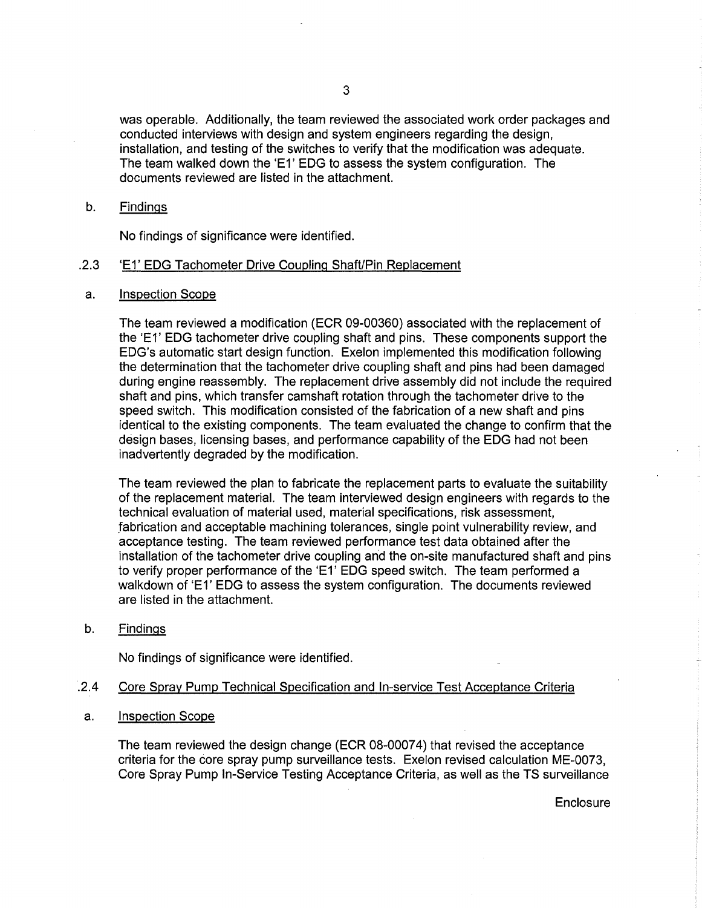was operable. Additionally, the team reviewed the associated work order packages and conducted interviews with design and system engineers regarding the design, installation, and testing of the switches to verify that the modification was adequate. The team walked down the 'E1' EDG to assess the system configuration. The documents reviewed are listed in the attachment.

b. Findings

No findings of significance were identified.

### .2.3 'E1' EDG Tachometer Drive Coupling Shaft/Pin Replacement

a. Inspection Scope

The team reviewed a modification (ECR 09-00360) associated with the replacement of the 'E1' EDG tachometer drive coupling shaft and pins. These components support the EDG's automatic start design function. Exelon implemented this modification following the determination that the tachometer drive coupling shaft and pins had been damaged during engine reassembly. The replacement drive assembly did not include the required shaft and pins, which transfer camshaft rotation through the tachometer drive to the speed switch. This modification consisted of the fabrication of a new shaft and pins identical to the existing components. The team evaluated the change to confirm that the design bases, licensing bases, and performance capability of the EDG had not been inadvertently degraded by the modification.

The team reviewed the plan to fabricate the replacement parts to evaluate the suitability of the replacement material. The team interviewed design engineers with regards to the technical evaluation of material used, material specifications, risk assessment, fabrication and acceptable machining tolerances, single point vulnerability review, and acceptance testing. The team reviewed performance test data obtained after the installation of the tachometer drive coupling and the on-site manufactured shaft and pins to verify proper performance of the 'E1' EDG speed switch. The team performed a walkdown of 'E1' EDG to assess the system configuration. The documents reviewed are listed in the attachment.

b. Findings

No findings of significance were identified.

### .2.4 Core Spray Pump Technical Specification and In-service Test Acceptance Criteria

a. Inspection Scope

The team reviewed the design change (ECR 08-00074) that revised the acceptance criteria for the core spray pump surveillance tests. Exelon revised calculation ME-0073, Core Spray Pump In-Service Testing Acceptance Criteria, as well as the TS surveillance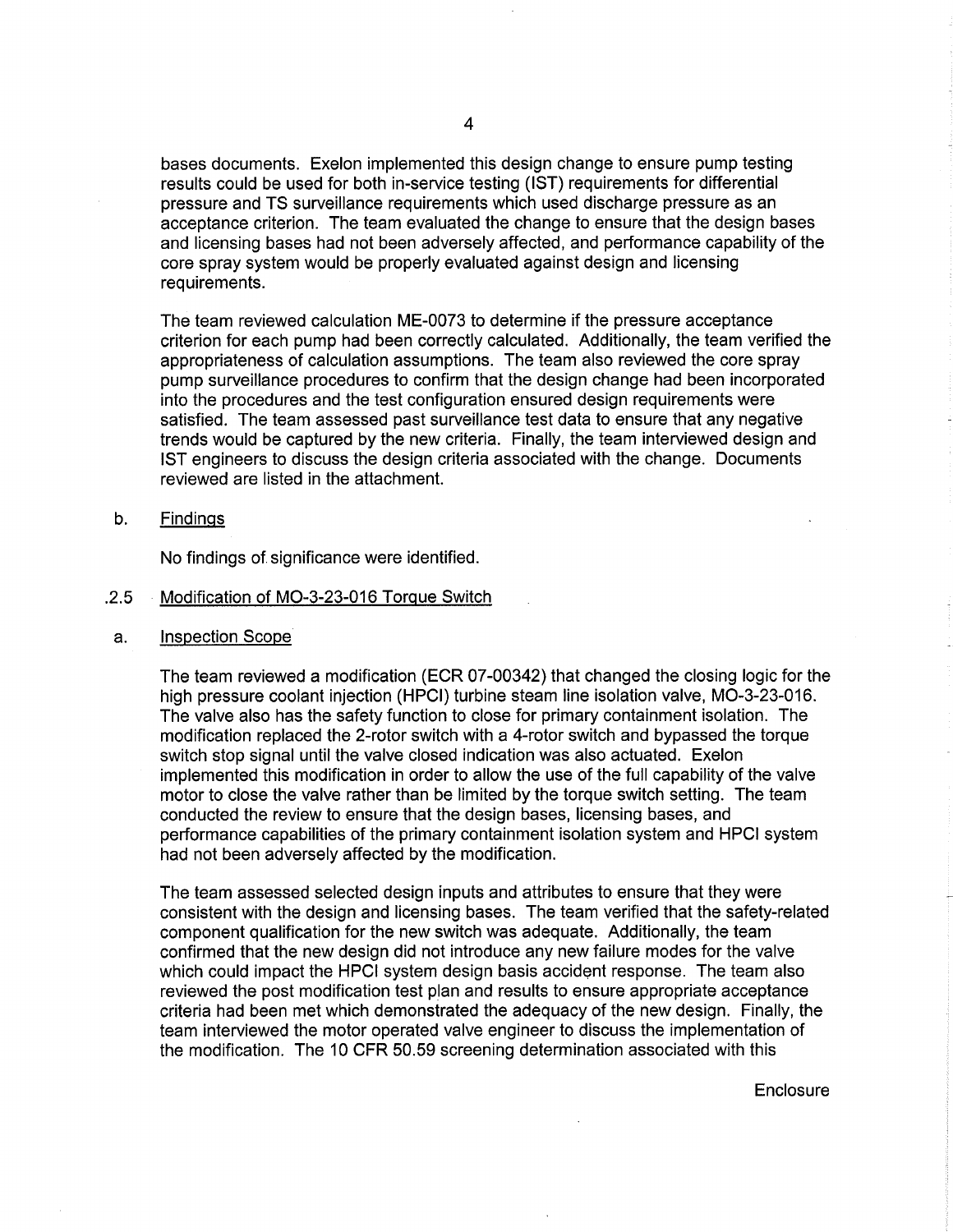bases documents. Exelon implemented this design change to ensure pump testing results could be used for both in-service testing (IST) requirements for differential pressure and TS surveillance requirements which used discharge pressure as an acceptance criterion. The team evaluated the change to ensure that the design bases and licensing bases had not been adversely affected, and performance capability of the core spray system would be properly evaluated against design and licensing requirements.

The team reviewed calculation ME-0073 to determine if the pressure acceptance criterion for each pump had been correctly calculated. Additionally, the team verified the appropriateness of calculation assumptions. The team also reviewed the core spray pump surveillance procedures to confirm that the design change had been incorporated into the procedures and the test configuration ensured design requirements were satisfied. The team assessed past surveillance test data to ensure that any negative trends would be captured by the new criteria. Finally, the team interviewed design and IST engineers to discuss the design criteria associated with the change. Documents reviewed are listed in the attachment.

b. Findings

No findings of significance were identified.

### .2.5 Modification of MO-3-23-016 Torque Switch

a. Inspection Scope

The team reviewed a modification (ECR 07-00342) that changed the closing logic for the high pressure coolant injection (HPCI) turbine steam line isolation valve, MO-3-23-016. The valve also has the safety function to close for primary containment isolation. The modification replaced the 2-rotor switch with a 4-rotor switch and bypassed the torque switch stop signal until the valve closed indication was also actuated. Exelon implemented this modification in order to allow the use of the full capability of the valve motor to close the valve rather than be limited by the torque switch setting. The team conducted the review to ensure that the design bases, licensing bases, and performance capabilities of the primary containment isolation system and HPCI system had not been adversely affected by the modification.

The team assessed selected design inputs and attributes to ensure that they were consistent with the design and licensing bases. The team verified that the safety-related component qualification for the new switch was adequate. Additionally, the team confirmed that the new design did not introduce any new failure modes for the valve which could impact the HPCI system design basis accident response. The team also reviewed the post modification test plan and results to ensure appropriate acceptance criteria had been met which demonstrated the adequacy of the new design. Finally, the team interviewed the motor operated valve engineer to discuss the implementation of the modification. The 10 CFR 50.59 screening determination associated with this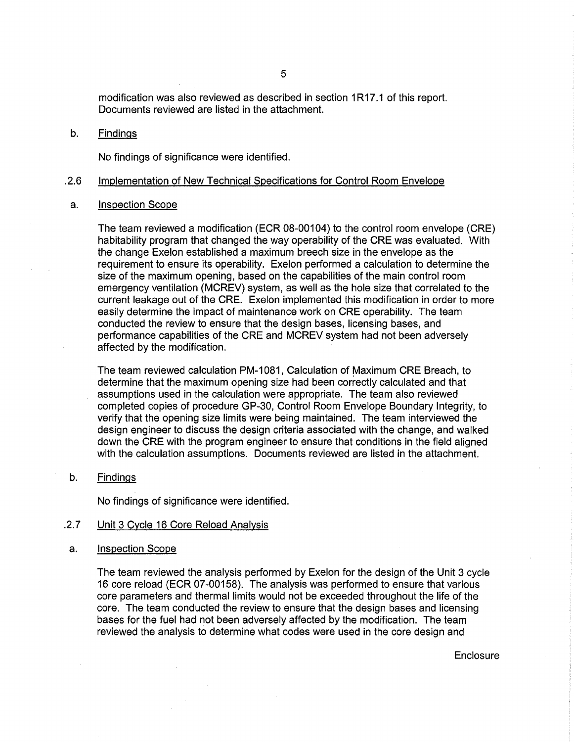modification was also reviewed as described in section 1R17.1 of this report. Documents reviewed are listed in the attachment.

b. Findings

No findings of significance were identified.

### .2.6 Implementation of New Technical Specifications for Control Room Envelope

a. Inspection Scope

The team reviewed a modification (ECR 08-00104) to the control room envelope (CRE) habitability program that changed the way operability of the CRE was evaluated. With the change Exelon established a maximum breech size in the envelope as the requirement to ensure its operability. Exelon performed a calculation to determine the size of the maximum opening, based on the capabilities of the main control room emergency ventilation (MCREV) system, as well as the hole size that correlated to the current leakage out of the CRE. Exelon implemented this modification in order to more easily determine the impact of maintenance work on CRE operability. The team conducted the review to ensure that the design bases, licensing bases, and performance capabilities of the CRE and MCREV system had not been adversely affected by the modification.

The team reviewed calculation PM-1081, Calculation of Maximum CRE Breach, to determine that the maximum opening size had been correctly calculated and that assumptions used in the calculation were appropriate. The team also reviewed completed copies of procedure GP-30, Control Room Envelope Boundary Integrity, to verify that the opening size limits were being maintained. The team interviewed the design engineer to discuss the design criteria associated with the change, and walked down the CRE with the program engineer to ensure that conditions in the field aligned with the calculation assumptions. Documents reviewed are listed in the attachment.

b. Findings

No findings of significance were identified.

### .2.7 Unit 3 Cycle 16 Core Reload Analysis

a. Inspection Scope

The team reviewed the analysis performed by Exelon for the design of the Unit 3 cycle 16 core reload (ECR 07-00158). The analysis was performed to ensure that various core parameters and thermal limits would not be exceeded throughout the life of the core. The team conducted the review to ensure that the design bases and licensing bases for the fuel had not been adversely affected by the modification. The team reviewed the analysis to determine what codes were used in the core design and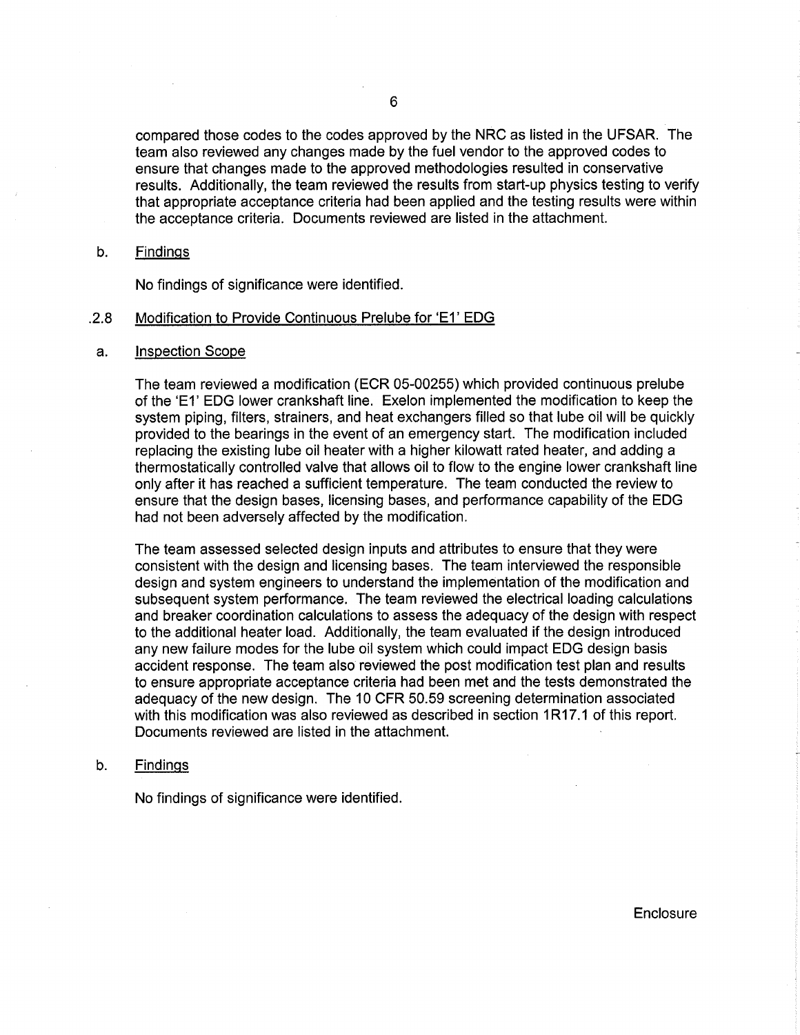compared those codes to the codes approved by the NRC as listed in the UFSAR. The team also reviewed any changes made by the fuel vendor to the approved codes to ensure that changes made to the approved methodologies resulted in conservative results. Additionally, the team reviewed the results from start-up physics testing to verify that appropriate acceptance criteria had been applied and the testing results were within the acceptance criteria. Documents reviewed are listed in the attachment.

b. Findings

No findings of significance were identified.

.2.8 Modification to Provide Continuous Prelube for 'E1' EDG

a. Inspection Scope

The team reviewed a modification (ECR 05-00255) which provided continuous prelube of the 'E1' EDG lower crankshaft line. Exelon implemented the modification to keep the system piping, filters, strainers, and heat exchangers filled so that lube oil will be quickly provided to the bearings in the event of an emergency start. The modification included replacing the existing lube oil heater with a higher kilowatt rated heater, and adding a thermostatically controlled valve that allows oil to flow to the engine lower crankshaft line only after it has reached a sufficient temperature. The team conducted the review to ensure that the design bases, licensing bases, and performance capability of the EDG had not been adversely affected by the modification.

The team assessed selected design inputs and attributes to ensure that they were consistent with the design and licensing bases. The team interviewed the responsible design and system engineers to understand the implementation of the modification and subsequent system performance. The team reviewed the electrical loading calculations and breaker coordination calculations to assess the adequacy of the design with respect to the additional heater load. Additionally, the team evaluated if the design introduced any new failure modes for the lube oil system which could impact EDG design basis accident response. The team also reviewed the post modification test plan and results to ensure appropriate acceptance criteria had been met and the tests demonstrated the adequacy of the new design. The 10 CFR 50.59 screening determination associated with this modification was also reviewed as described in section 1R17.1 of this report. Documents reviewed are listed in the attachment.

b. Findings

No findings of significance were identified.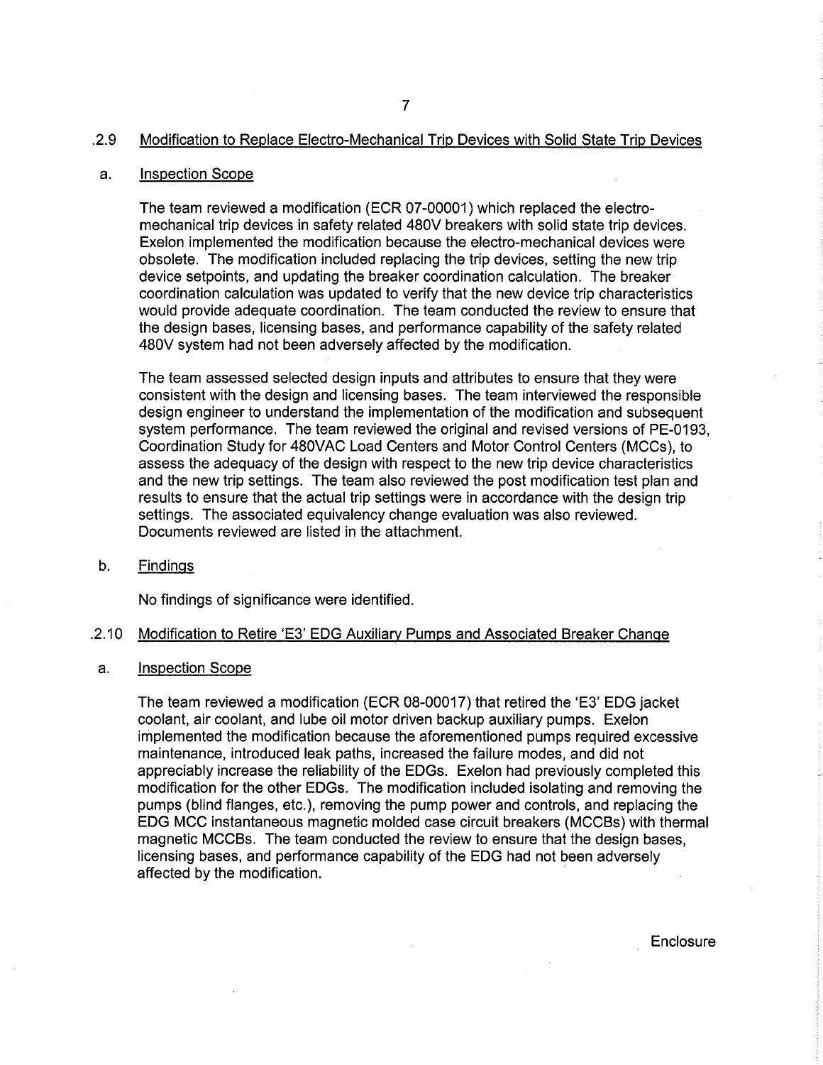### .2.9 Modification to Replace Electro-Mechanical Trip Devices with Solid State Trip Devices

#### a. Inspection Scope

The team reviewed a modification (ECR 07-00001) which replaced the electro-mechanical trip devices in safety related 480V breakers with solid state trip devices. Exelon implemented the modification because the electro-mechanical devices were obsolete. The modification included replacing the trip devices, setting the new trip device setpoints, and updating the breaker coordination calculation. The breaker coordination calculation was updated to verify that the new device trip characteristics would provide adequate coordination. The team conducted the review to ensure that the design bases, licensing bases, and performance capability of the safety related 480V system had not been adversely affected by the modification.

The team assessed selected design inputs and attributes to ensure that they were consistent with the design and licensing bases. The team interviewed the responsible design engineer to understand the implementation of the modification and subsequent system performance. The team reviewed the original and revised versions of PE-0193, Coordination Study for 480VAC Load Centers and Motor Control Centers (MCCs), to assess the adequacy of the design with respect to the new trip device characteristics and the new trip settings. The team also reviewed the post modification test plan and results to ensure that the actual trip settings were in accordance with the design trip settings. The associated equivalency change evaluation was also reviewed. Documents reviewed are listed in the attachment.

#### b. Findings

No findings of significance were identified.

### .2.10 Modification to Retire 'E3' EDG Auxiliary Pumps and Associated Breaker Change

#### a. Inspection Scope

The team reviewed a modification (ECR 08-00017) that retired the 'E3' EDG jacket coolant, air coolant, and lube oil motor driven backup auxiliary pumps. Exelon implemented the modification because the aforementioned pumps required excessive maintenance, introduced leak paths, increased the failure modes, and did not appreciably increase the reliability of the EDGs. Exelon had previously completed this modification for the other EDGs. The modification included isolating and removing the pumps (blind flanges, etc.), removing the pump power and controls, and replacing the EDG MCC instantaneous magnetic molded case circuit breakers (MCCBs) with thermal magnetic MCCBs. The team conducted the review to ensure that the design bases, licensing bases, and performance capability of the EDG had not been adversely affected by the modification.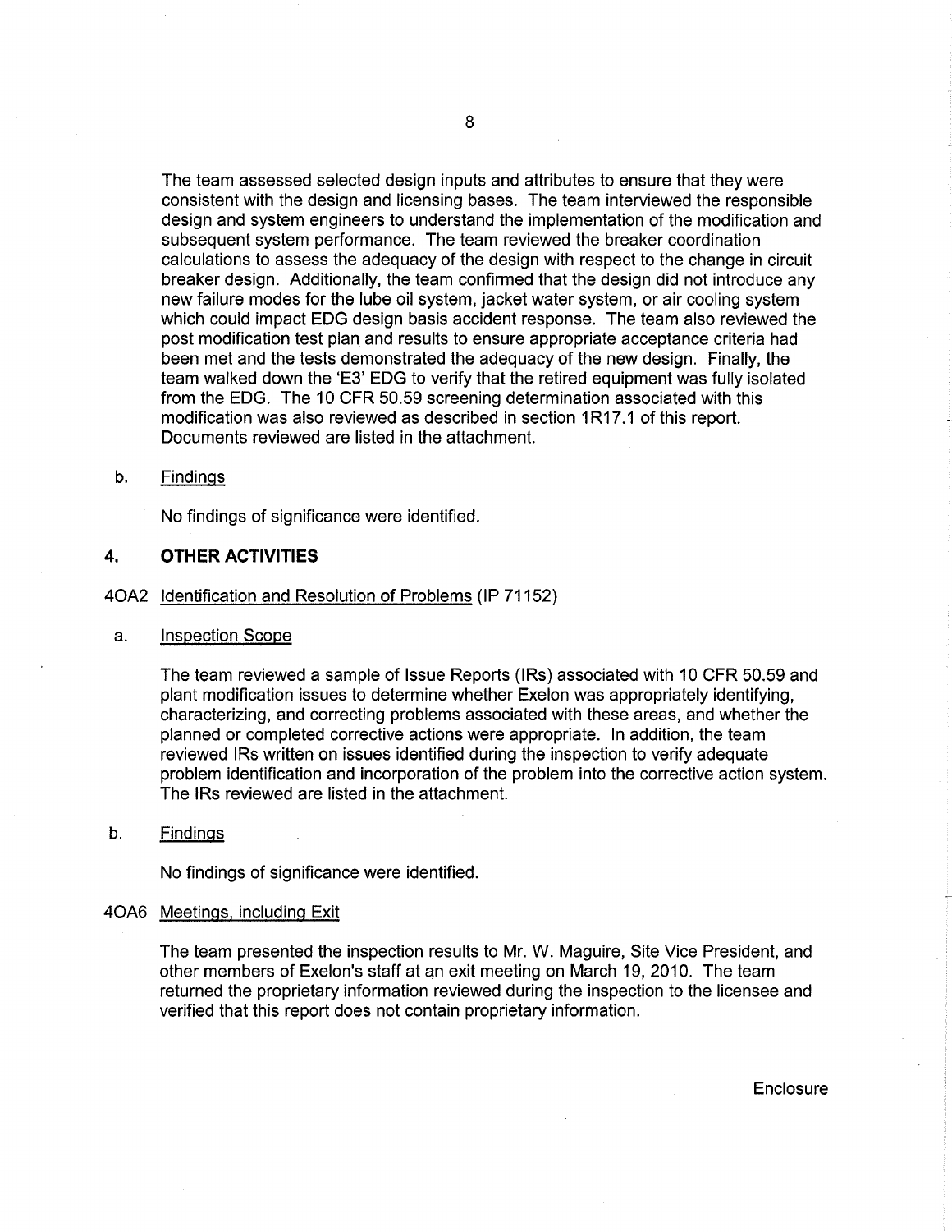The team assessed selected design inputs and attributes to ensure that they were consistent with the design and licensing bases. The team interviewed the responsible design and system engineers to understand the implementation of the modification and subsequent system performance. The team reviewed the breaker coordination calculations to assess the adequacy of the design with respect to the change in circuit breaker design. Additionally, the team confirmed that the design did not introduce any new failure modes for the lube oil system, jacket water system, or air cooling system which could impact EDG design basis accident response. The team also reviewed the post modification test plan and results to ensure appropriate acceptance criteria had been met and the tests demonstrated the adequacy of the new design. Finally, the team walked down the 'E3' EDG to verify that the retired equipment was fully isolated from the EDG. The 10 CFR 50.59 screening determination associated with this modification was also reviewed as described in section 1R17.1 of this report. Documents reviewed are listed in the attachment.

b. Findings

No findings of significance were identified.

## 4. OTHER ACTIVITIES

4OA2 Identification and Resolution of Problems (IP 71152)

a. Inspection Scope

The team reviewed a sample of Issue Reports (IRs) associated with 10 CFR 50.59 and plant modification issues to determine whether Exelon was appropriately identifying, characterizing, and correcting problems associated with these areas, and whether the planned or completed corrective actions were appropriate. In addition, the team reviewed IRs written on issues identified during the inspection to verify adequate problem identification and incorporation of the problem into the corrective action system. The IRs reviewed are listed in the attachment.

b. Findings

No findings of significance were identified.

4OA6 Meetings, including Exit

The team presented the inspection results to Mr. W. Maguire, Site Vice President, and other members of Exelon's staff at an exit meeting on March 19, 2010. The team returned the proprietary information reviewed during the inspection to the licensee and verified that this report does not contain proprietary information.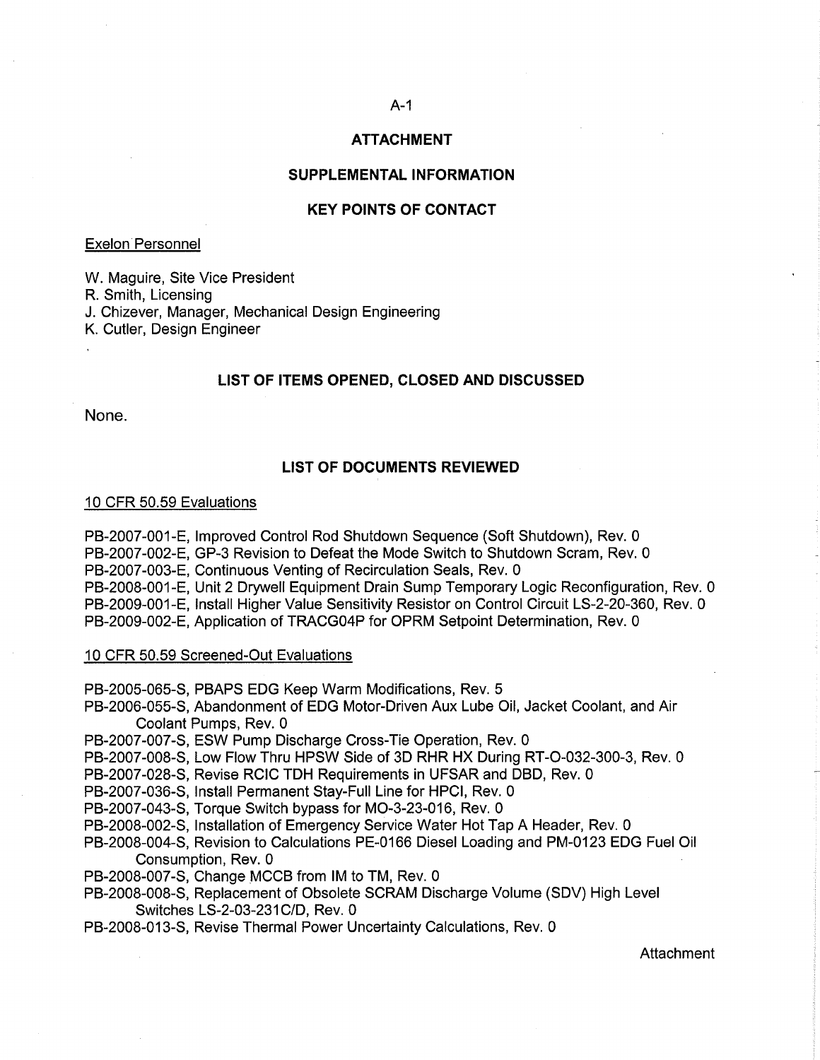# ATTACHMENT

## SUPPLEMENTAL INFORMATION

## KEY POINTS OF CONTACT

Exelon Personnel

W. Maguire, Site Vice President
R. Smith, Licensing
J. Chizever, Manager, Mechanical Design Engineering
K. Cutler, Design Engineer

## LIST OF ITEMS OPENED, CLOSED AND DISCUSSED

None.

## LIST OF DOCUMENTS REVIEWED

10 CFR 50.59 Evaluations

PB-2007-001-E, Improved Control Rod Shutdown Sequence (Soft Shutdown), Rev. 0
PB-2007-002-E, GP-3 Revision to Defeat the Mode Switch to Shutdown Scram, Rev. 0
PB-2007-003-E, Continuous Venting of Recirculation Seals, Rev. 0
PB-2008-001-E, Unit 2 Drywell Equipment Drain Sump Temporary Logic Reconfiguration, Rev. 0
PB-2009-001-E, Install Higher Value Sensitivity Resistor on Control Circuit LS-2-20-360, Rev. 0
PB-2009-002-E, Application of TRACG04P for OPRM Setpoint Determination, Rev. 0

10 CFR 50.59 Screened-Out Evaluations

PB-2005-065-S, PBAPS EDG Keep Warm Modifications, Rev. 5
PB-2006-055-S, Abandonment of EDG Motor-Driven Aux Lube Oil, Jacket Coolant, and Air Coolant Pumps, Rev. 0
PB-2007-007-S, ESW Pump Discharge Cross-Tie Operation, Rev. 0
PB-2007-008-S, Low Flow Thru HPSW Side of 3D RHR HX During RT-O-032-300-3, Rev. 0
PB-2007-028-S, Revise RCIC TDH Requirements in UFSAR and DBD, Rev. 0
PB-2007-036-S, Install Permanent Stay-Full Line for HPCI, Rev. 0
PB-2007-043-S, Torque Switch bypass for MO-3-23-016, Rev. 0
PB-2008-002-S, Installation of Emergency Service Water Hot Tap A Header, Rev. 0
PB-2008-004-S, Revision to Calculations PE-0166 Diesel Loading and PM-0123 EDG Fuel Oil Consumption, Rev. 0
PB-2008-007-S, Change MCCB from IM to TM, Rev. 0
PB-2008-008-S, Replacement of Obsolete SCRAM Discharge Volume (SDV) High Level Switches LS-2-03-231C/D, Rev. 0
PB-2008-013-S, Revise Thermal Power Uncertainty Calculations, Rev. 0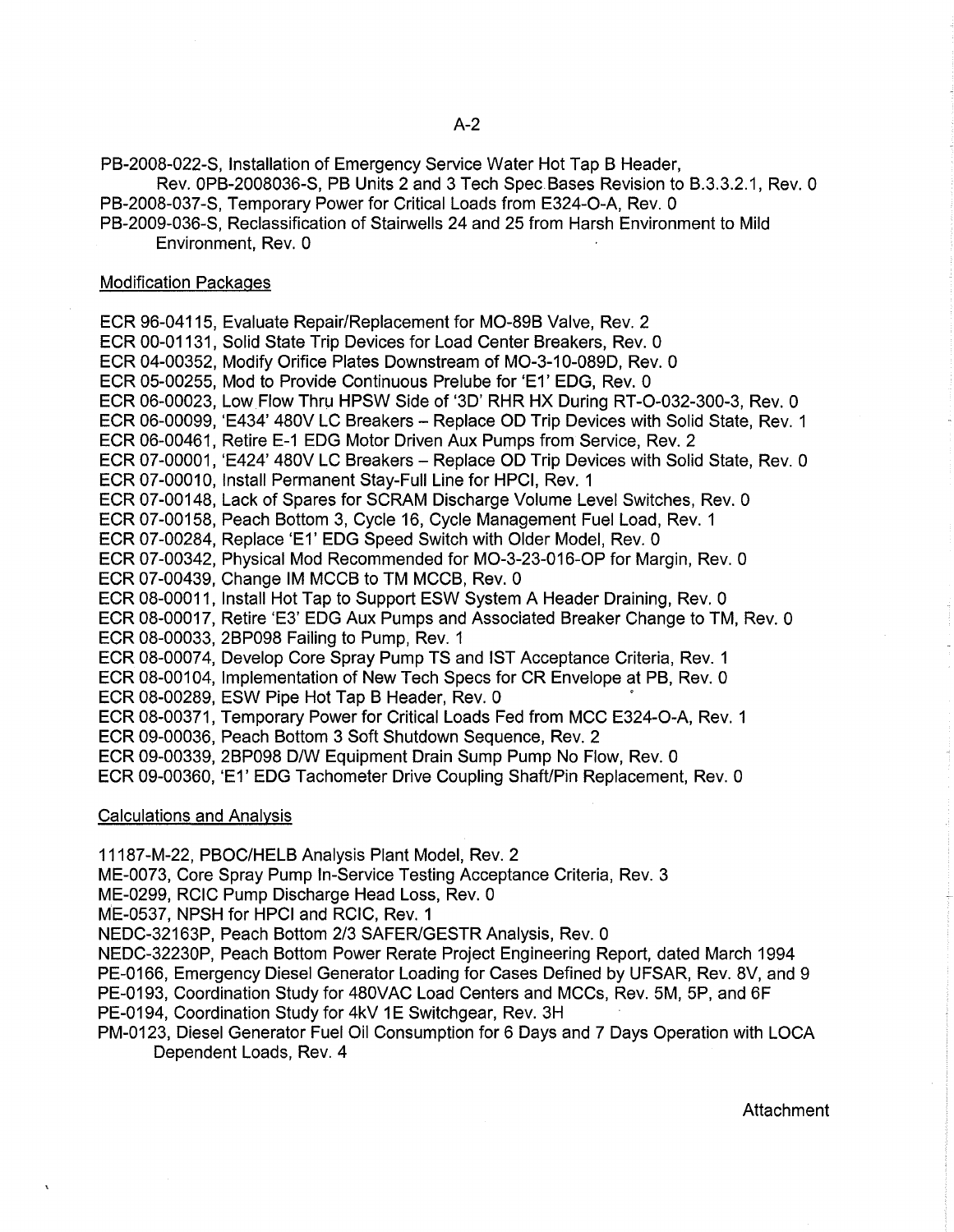PB-2008-022-S, Installation of Emergency Service Water Hot Tap B Header, Rev. 0PB-2008036-S, PB Units 2 and 3 Tech Spec Bases Revision to B.3.3.2.1, Rev. 0
PB-2008-037-S, Temporary Power for Critical Loads from E324-O-A, Rev. 0
PB-2009-036-S, Reclassification of Stairwells 24 and 25 from Harsh Environment to Mild Environment, Rev. 0

Modification Packages

ECR 96-04115, Evaluate Repair/Replacement for MO-89B Valve, Rev. 2
ECR 00-01131, Solid State Trip Devices for Load Center Breakers, Rev. 0
ECR 04-00352, Modify Orifice Plates Downstream of MO-3-10-089D, Rev. 0
ECR 05-00255, Mod to Provide Continuous Prelube for 'E1' EDG, Rev. 0
ECR 06-00023, Low Flow Thru HPSW Side of '3D' RHR HX During RT-O-032-300-3, Rev. 0
ECR 06-00099, 'E434' 480V LC Breakers – Replace OD Trip Devices with Solid State, Rev. 1
ECR 06-00461, Retire E-1 EDG Motor Driven Aux Pumps from Service, Rev. 2
ECR 07-00001, 'E424' 480V LC Breakers – Replace OD Trip Devices with Solid State, Rev. 0
ECR 07-00010, Install Permanent Stay-Full Line for HPCI, Rev. 1
ECR 07-00148, Lack of Spares for SCRAM Discharge Volume Level Switches, Rev. 0
ECR 07-00158, Peach Bottom 3, Cycle 16, Cycle Management Fuel Load, Rev. 1
ECR 07-00284, Replace 'E1' EDG Speed Switch with Older Model, Rev. 0
ECR 07-00342, Physical Mod Recommended for MO-3-23-016-OP for Margin, Rev. 0
ECR 07-00439, Change IM MCCB to TM MCCB, Rev. 0
ECR 08-00011, Install Hot Tap to Support ESW System A Header Draining, Rev. 0
ECR 08-00017, Retire 'E3' EDG Aux Pumps and Associated Breaker Change to TM, Rev. 0
ECR 08-00033, 2BP098 Failing to Pump, Rev. 1
ECR 08-00074, Develop Core Spray Pump TS and IST Acceptance Criteria, Rev. 1
ECR 08-00104, Implementation of New Tech Specs for CR Envelope at PB, Rev. 0
ECR 08-00289, ESW Pipe Hot Tap B Header, Rev. 0
ECR 08-00371, Temporary Power for Critical Loads Fed from MCC E324-O-A, Rev. 1
ECR 09-00036, Peach Bottom 3 Soft Shutdown Sequence, Rev. 2
ECR 09-00339, 2BP098 D/W Equipment Drain Sump Pump No Flow, Rev. 0
ECR 09-00360, 'E1' EDG Tachometer Drive Coupling Shaft/Pin Replacement, Rev. 0

Calculations and Analysis

11187-M-22, PBOC/HELB Analysis Plant Model, Rev. 2
ME-0073, Core Spray Pump In-Service Testing Acceptance Criteria, Rev. 3
ME-0299, RCIC Pump Discharge Head Loss, Rev. 0
ME-0537, NPSH for HPCI and RCIC, Rev. 1
NEDC-32163P, Peach Bottom 2/3 SAFER/GESTR Analysis, Rev. 0
NEDC-32230P, Peach Bottom Power Rerate Project Engineering Report, dated March 1994
PE-0166, Emergency Diesel Generator Loading for Cases Defined by UFSAR, Rev. 8V, and 9
PE-0193, Coordination Study for 480VAC Load Centers and MCCs, Rev. 5M, 5P, and 6F
PE-0194, Coordination Study for 4kV 1E Switchgear, Rev. 3H
PM-0123, Diesel Generator Fuel Oil Consumption for 6 Days and 7 Days Operation with LOCA Dependent Loads, Rev. 4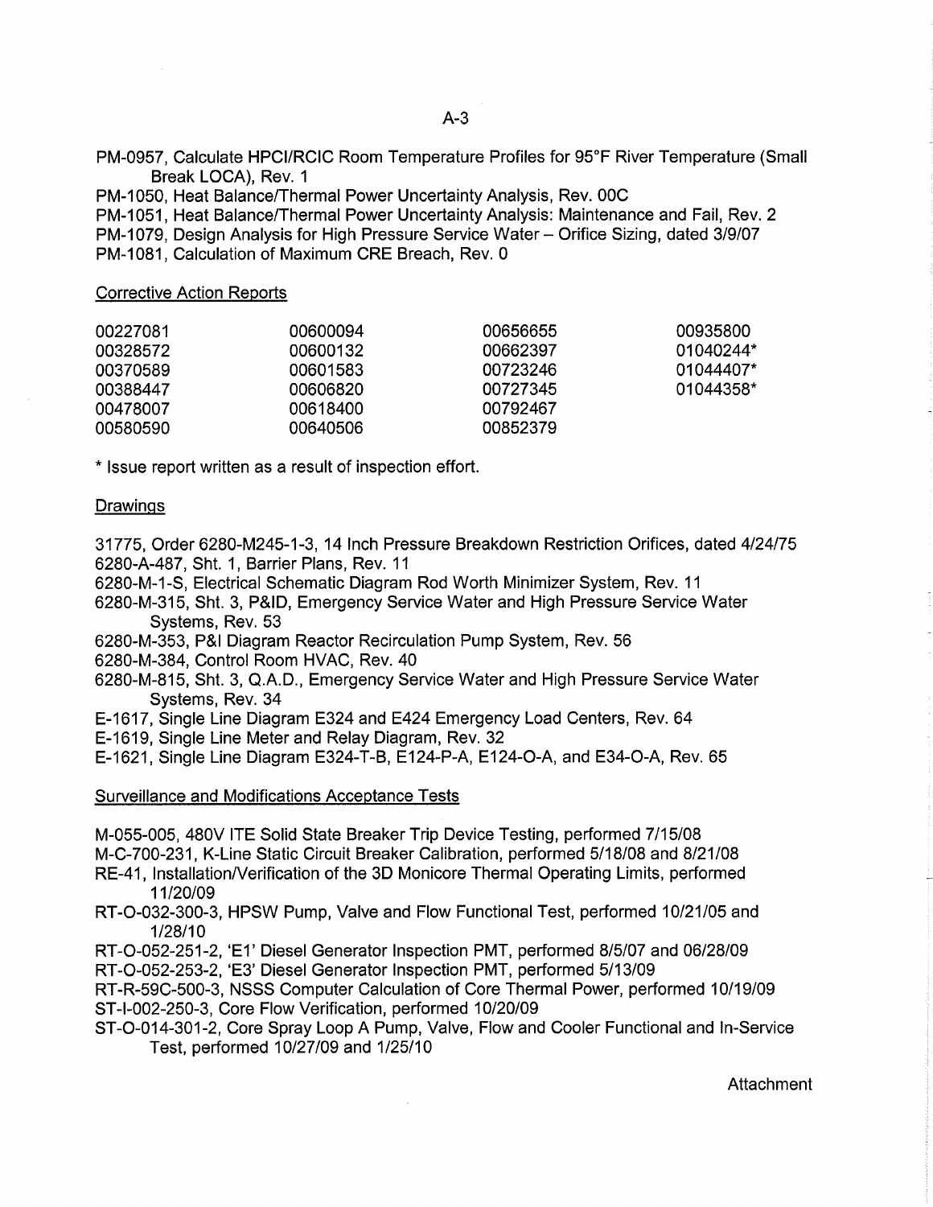PM-0957, Calculate HPCI/RCIC Room Temperature Profiles for 95°F River Temperature (Small Break LOCA), Rev. 1

PM-1050, Heat Balance/Thermal Power Uncertainty Analysis, Rev. 00C

PM-1051, Heat Balance/Thermal Power Uncertainty Analysis: Maintenance and Fail, Rev. 2

PM-1079, Design Analysis for High Pressure Service Water – Orifice Sizing, dated 3/9/07

PM-1081, Calculation of Maximum CRE Breach, Rev. 0

Corrective Action Reports

| | | | |
|---|---|---|---|
| 00227081 | 00600094 | 00656655 | 00935800 |
| 00328572 | 00600132 | 00662397 | 01040244* |
| 00370589 | 00601583 | 00723246 | 01044407* |
| 00388447 | 00606820 | 00727345 | 01044358* |
| 00478007 | 00618400 | 00792467 | |
| 00580590 | 00640506 | 00852379 | |

* Issue report written as a result of inspection effort.

Drawings

31775, Order 6280-M245-1-3, 14 Inch Pressure Breakdown Restriction Orifices, dated 4/24/75

6280-A-487, Sht. 1, Barrier Plans, Rev. 11

6280-M-1-S, Electrical Schematic Diagram Rod Worth Minimizer System, Rev. 11

6280-M-315, Sht. 3, P&ID, Emergency Service Water and High Pressure Service Water Systems, Rev. 53

6280-M-353, P&I Diagram Reactor Recirculation Pump System, Rev. 56

6280-M-384, Control Room HVAC, Rev. 40

6280-M-815, Sht. 3, Q.A.D., Emergency Service Water and High Pressure Service Water Systems, Rev. 34

E-1617, Single Line Diagram E324 and E424 Emergency Load Centers, Rev. 64

E-1619, Single Line Meter and Relay Diagram, Rev. 32

E-1621, Single Line Diagram E324-T-B, E124-P-A, E124-O-A, and E34-O-A, Rev. 65

Surveillance and Modifications Acceptance Tests

M-055-005, 480V ITE Solid State Breaker Trip Device Testing, performed 7/15/08

M-C-700-231, K-Line Static Circuit Breaker Calibration, performed 5/18/08 and 8/21/08

RE-41, Installation/Verification of the 3D Monicore Thermal Operating Limits, performed 11/20/09

RT-O-032-300-3, HPSW Pump, Valve and Flow Functional Test, performed 10/21/05 and 1/28/10

RT-O-052-251-2, 'E1' Diesel Generator Inspection PMT, performed 8/5/07 and 06/28/09

RT-O-052-253-2, 'E3' Diesel Generator Inspection PMT, performed 5/13/09

RT-R-59C-500-3, NSSS Computer Calculation of Core Thermal Power, performed 10/19/09

ST-I-002-250-3, Core Flow Verification, performed 10/20/09

ST-O-014-301-2, Core Spray Loop A Pump, Valve, Flow and Cooler Functional and In-Service Test, performed 10/27/09 and 1/25/10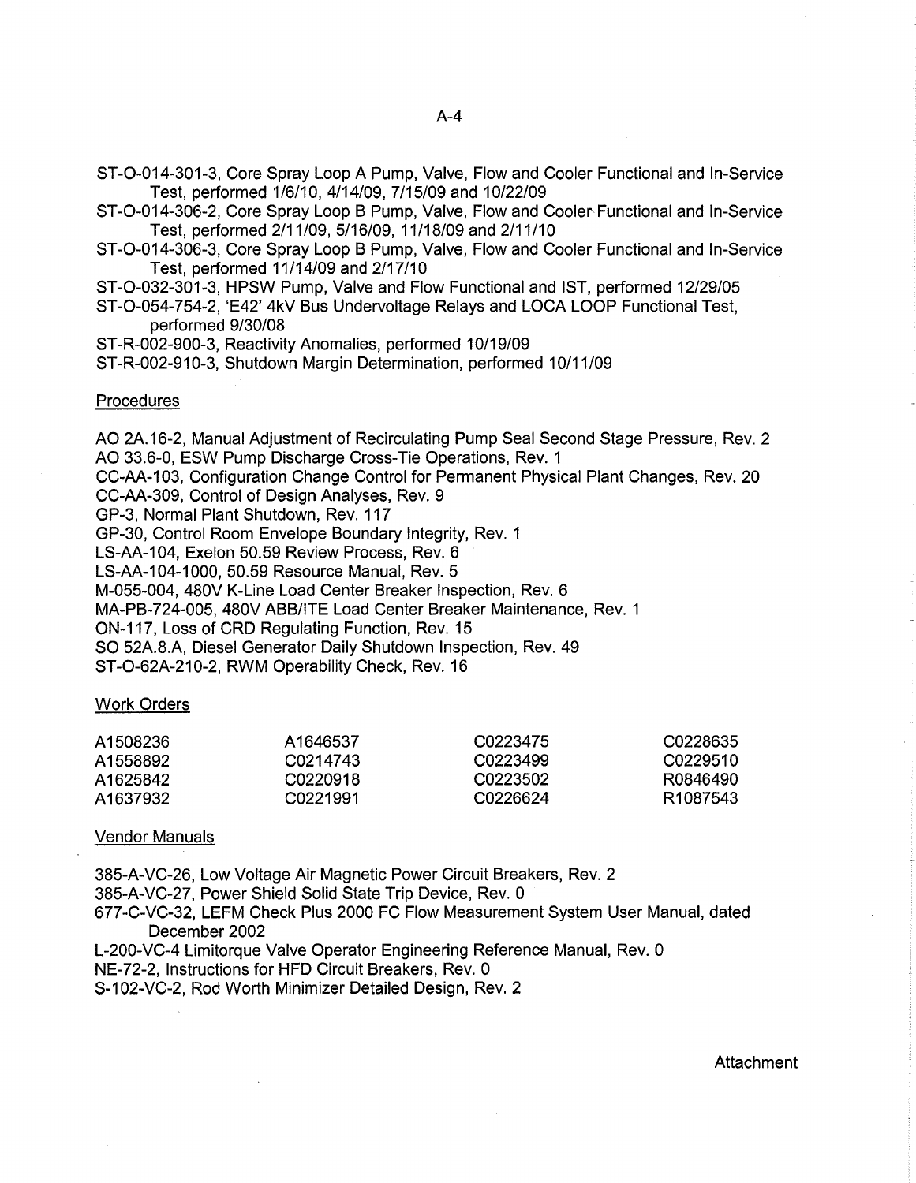ST-O-014-301-3, Core Spray Loop A Pump, Valve, Flow and Cooler Functional and In-Service Test, performed 1/6/10, 4/14/09, 7/15/09 and 10/22/09

ST-O-014-306-2, Core Spray Loop B Pump, Valve, Flow and Cooler Functional and In-Service Test, performed 2/11/09, 5/16/09, 11/18/09 and 2/11/10

ST-O-014-306-3, Core Spray Loop B Pump, Valve, Flow and Cooler Functional and In-Service Test, performed 11/14/09 and 2/17/10

ST-O-032-301-3, HPSW Pump, Valve and Flow Functional and IST, performed 12/29/05

ST-O-054-754-2, 'E42' 4kV Bus Undervoltage Relays and LOCA LOOP Functional Test, performed 9/30/08

ST-R-002-900-3, Reactivity Anomalies, performed 10/19/09

ST-R-002-910-3, Shutdown Margin Determination, performed 10/11/09

Procedures

AO 2A.16-2, Manual Adjustment of Recirculating Pump Seal Second Stage Pressure, Rev. 2
AO 33.6-0, ESW Pump Discharge Cross-Tie Operations, Rev. 1
CC-AA-103, Configuration Change Control for Permanent Physical Plant Changes, Rev. 20
CC-AA-309, Control of Design Analyses, Rev. 9
GP-3, Normal Plant Shutdown, Rev. 117
GP-30, Control Room Envelope Boundary Integrity, Rev. 1
LS-AA-104, Exelon 50.59 Review Process, Rev. 6
LS-AA-104-1000, 50.59 Resource Manual, Rev. 5
M-055-004, 480V K-Line Load Center Breaker Inspection, Rev. 6
MA-PB-724-005, 480V ABB/ITE Load Center Breaker Maintenance, Rev. 1
ON-117, Loss of CRD Regulating Function, Rev. 15
SO 52A.8.A, Diesel Generator Daily Shutdown Inspection, Rev. 49
ST-O-62A-210-2, RWM Operability Check, Rev. 16

Work Orders

| | | | |
|---|---|---|---|
| A1508236 | A1646537 | C0223475 | C0228635 |
| A1558892 | C0214743 | C0223499 | C0229510 |
| A1625842 | C0220918 | C0223502 | R0846490 |
| A1637932 | C0221991 | C0226624 | R1087543 |

Vendor Manuals

385-A-VC-26, Low Voltage Air Magnetic Power Circuit Breakers, Rev. 2
385-A-VC-27, Power Shield Solid State Trip Device, Rev. 0
677-C-VC-32, LEFM Check Plus 2000 FC Flow Measurement System User Manual, dated December 2002
L-200-VC-4 Limitorque Valve Operator Engineering Reference Manual, Rev. 0
NE-72-2, Instructions for HFD Circuit Breakers, Rev. 0
S-102-VC-2, Rod Worth Minimizer Detailed Design, Rev. 2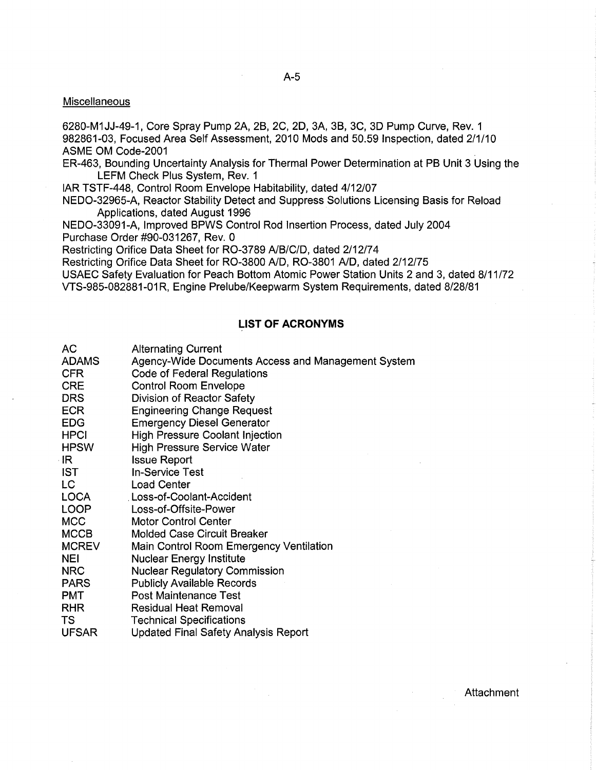Miscellaneous

6280-M1JJ-49-1, Core Spray Pump 2A, 2B, 2C, 2D, 3A, 3B, 3C, 3D Pump Curve, Rev. 1
982861-03, Focused Area Self Assessment, 2010 Mods and 50.59 Inspection, dated 2/1/10
ASME OM Code-2001
ER-463, Bounding Uncertainty Analysis for Thermal Power Determination at PB Unit 3 Using the LEFM Check Plus System, Rev. 1
IAR TSTF-448, Control Room Envelope Habitability, dated 4/12/07
NEDO-32965-A, Reactor Stability Detect and Suppress Solutions Licensing Basis for Reload Applications, dated August 1996
NEDO-33091-A, Improved BPWS Control Rod Insertion Process, dated July 2004
Purchase Order #90-031267, Rev. 0
Restricting Orifice Data Sheet for RO-3789 A/B/C/D, dated 2/12/74
Restricting Orifice Data Sheet for RO-3800 A/D, RO-3801 A/D, dated 2/12/75
USAEC Safety Evaluation for Peach Bottom Atomic Power Station Units 2 and 3, dated 8/11/72
VTS-985-082881-01R, Engine Prelube/Keepwarm System Requirements, dated 8/28/81

## LIST OF ACRONYMS

| | |
|---|---|
| AC | Alternating Current |
| ADAMS | Agency-Wide Documents Access and Management System |
| CFR | Code of Federal Regulations |
| CRE | Control Room Envelope |
| DRS | Division of Reactor Safety |
| ECR | Engineering Change Request |
| EDG | Emergency Diesel Generator |
| HPCI | High Pressure Coolant Injection |
| HPSW | High Pressure Service Water |
| IR | Issue Report |
| IST | In-Service Test |
| LC | Load Center |
| LOCA | Loss-of-Coolant-Accident |
| LOOP | Loss-of-Offsite-Power |
| MCC | Motor Control Center |
| MCCB | Molded Case Circuit Breaker |
| MCREV | Main Control Room Emergency Ventilation |
| NEI | Nuclear Energy Institute |
| NRC | Nuclear Regulatory Commission |
| PARS | Publicly Available Records |
| PMT | Post Maintenance Test |
| RHR | Residual Heat Removal |
| TS | Technical Specifications |
| UFSAR | Updated Final Safety Analysis Report |